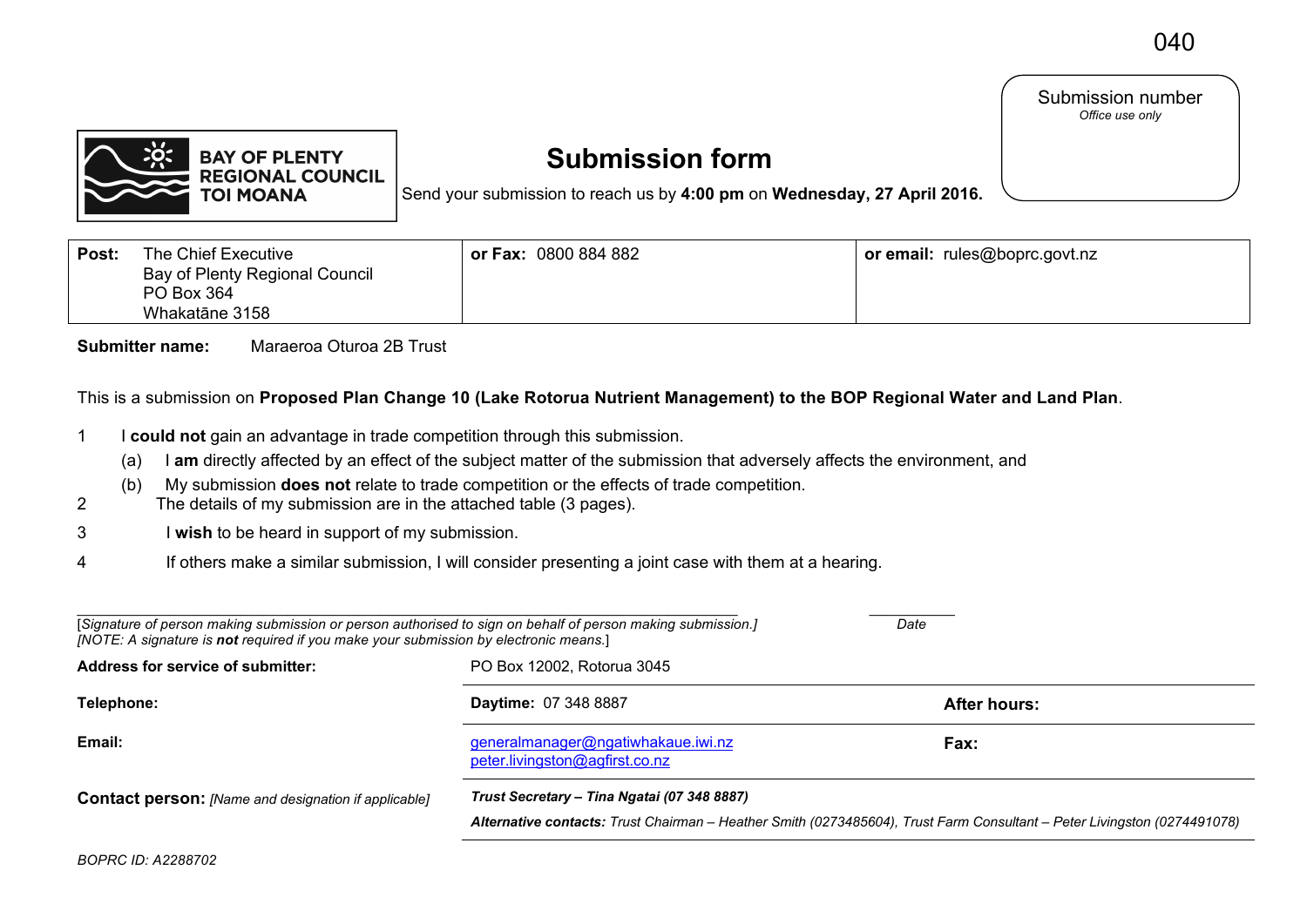040

Submission number
*Office use only*

**BAY OF PLENTY REGIONAL COUNCIL TOI MOANA**

# Submission form

Send your submission to reach us by **4:00 pm** on **Wednesday, 27 April 2016.**

| **Post:** The Chief Executive<br>Bay of Plenty Regional Council<br>PO Box 364<br>Whakatāne 3158 | **or Fax:** 0800 884 882 | **or email:** rules@boprc.govt.nz |
|---|---|---|

**Submitter name:** Maraeroa Oturoa 2B Trust

This is a submission on **Proposed Plan Change 10 (Lake Rotorua Nutrient Management) to the BOP Regional Water and Land Plan**.

1. I **could not** gain an advantage in trade competition through this submission.
   - (a) I **am** directly affected by an effect of the subject matter of the submission that adversely affects the environment, and
   - (b) My submission **does not** relate to trade competition or the effects of trade competition.
2. The details of my submission are in the attached table (3 pages).
3. I **wish** to be heard in support of my submission.
4. If others make a similar submission, I will consider presenting a joint case with them at a hearing.

[*Signature of person making submission or person authorised to sign on behalf of person making submission.]*
*[NOTE: A signature is **not** required if you make your submission by electronic means.*]

*Date*

| | | |
|---|---|---|
| **Address for service of submitter:** | PO Box 12002, Rotorua 3045 | |
| **Telephone:** | **Daytime:** 07 348 8887 | **After hours:** |
| **Email:** | generalmanager@ngatiwhakaue.iwi.nz<br>peter.livingston@agfirst.co.nz | **Fax:** |
| **Contact person:** *[Name and designation if applicable]* | ***Trust Secretary – Tina Ngatai (07 348 8887)***<br>***Alternative contacts:*** *Trust Chairman – Heather Smith (0273485604), Trust Farm Consultant – Peter Livingston (0274491078)* | |

*BOPRC ID: A2288702*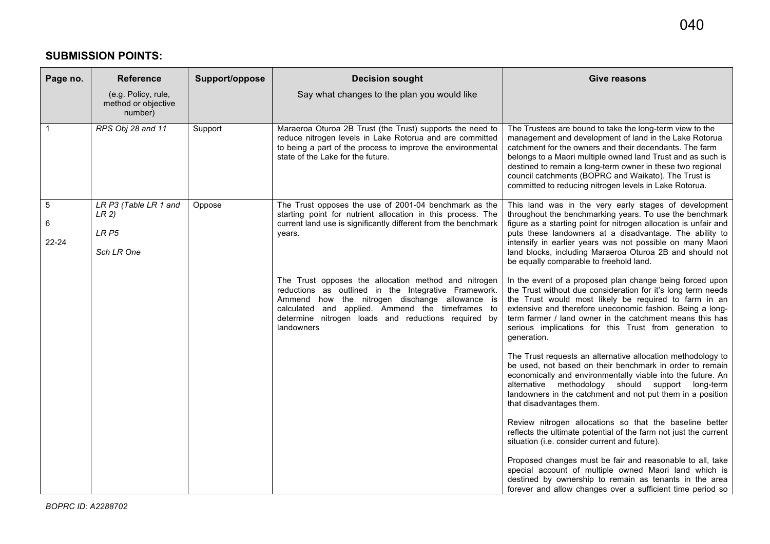## SUBMISSION POINTS:

| Page no. | Reference<br>(e.g. Policy, rule, method or objective number) | Support/oppose | Decision sought<br>Say what changes to the plan you would like | Give reasons |
|---|---|---|---|---|
| 1 | *RPS Obj 28 and 11* | Support | Maraeroa Oturoa 2B Trust (the Trust) supports the need to reduce nitrogen levels in Lake Rotorua and are committed to being a part of the process to improve the environmental state of the Lake for the future. | The Trustees are bound to take the long-term view to the management and development of land in the Lake Rotorua catchment for the owners and their decendants. The farm belongs to a Maori multiple owned land Trust and as such is destined to remain a long-term owner in these two regional council catchments (BOPRC and Waikato). The Trust is committed to reducing nitrogen levels in Lake Rotorua. |
| 5<br>6<br>22-24 | *LR P3 (Table LR 1 and LR 2)*<br>*LR P5*<br>*Sch LR One* | Oppose | The Trust opposes the use of 2001-04 benchmark as the starting point for nutrient allocation in this process. The current land use is significantly different from the benchmark years.<br><br>The Trust opposes the allocation method and nitrogen reductions as outlined in the Integrative Framework. Ammend how the nitrogen dischange allowance is calculated and applied. Ammend the timeframes to determine nitrogen loads and reductions required by landowners | This land was in the very early stages of development throughout the benchmarking years. To use the benchmark figure as a starting point for nitrogen allocation is unfair and puts these landowners at a disadvantage. The ability to intensify in earlier years was not possible on many Maori land blocks, including Maraeroa Oturoa 2B and should not be equally comparable to freehold land.<br><br>In the event of a proposed plan change being forced upon the Trust without due consideration for it's long term needs the Trust would most likely be required to farm in an extensive and therefore uneconomic fashion. Being a long-term farmer / land owner in the catchment means this has serious implications for this Trust from generation to generation.<br><br>The Trust requests an alternative allocation methodology to be used, not based on their benchmark in order to remain economically and environmentally viable into the future. An alternative methodology should support long-term landowners in the catchment and not put them in a position that disadvantages them.<br><br>Review nitrogen allocations so that the baseline better reflects the ultimate potential of the farm not just the current situation (i.e. consider current and future).<br><br>Proposed changes must be fair and reasonable to all, take special account of multiple owned Maori land which is destined by ownership to remain as tenants in the area forever and allow changes over a sufficient time period so |

*BOPRC ID: A2288702*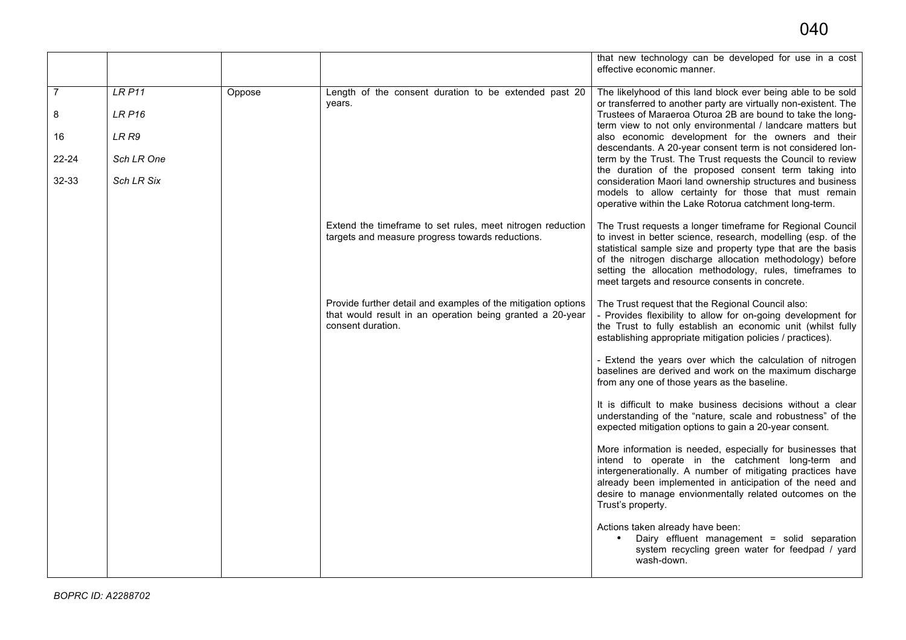| | | | | |
|---|---|---|---|---|
| | | | | that new technology can be developed for use in a cost effective economic manner. |
| 7<br><br>8<br><br>16<br><br>22-24<br><br>32-33 | *LR P11*<br><br>*LR P16*<br><br>*LR R9*<br><br>*Sch LR One*<br><br>*Sch LR Six* | Oppose | Length of the consent duration to be extended past 20 years. | The likelyhood of this land block ever being able to be sold or transferred to another party are virtually non-existent. The Trustees of Maraeroa Oturoa 2B are bound to take the long-term view to not only environmental / landcare matters but also economic development for the owners and their descendants. A 20-year consent term is not considered lon-term by the Trust. The Trust requests the Council to review the duration of the proposed consent term taking into consideration Maori land ownership structures and business models to allow certainty for those that must remain operative within the Lake Rotorua catchment long-term. |
| | | | Extend the timeframe to set rules, meet nitrogen reduction targets and measure progress towards reductions. | The Trust requests a longer timeframe for Regional Council to invest in better science, research, modelling (esp. of the statistical sample size and property type that are the basis of the nitrogen discharge allocation methodology) before setting the allocation methodology, rules, timeframes to meet targets and resource consents in concrete. |
| | | | Provide further detail and examples of the mitigation options that would result in an operation being granted a 20-year consent duration. | The Trust request that the Regional Council also:<br>- Provides flexibility to allow for on-going development for the Trust to fully establish an economic unit (whilst fully establishing appropriate mitigation policies / practices).<br><br>- Extend the years over which the calculation of nitrogen baselines are derived and work on the maximum discharge from any one of those years as the baseline.<br><br>It is difficult to make business decisions without a clear understanding of the "nature, scale and robustness" of the expected mitigation options to gain a 20-year consent.<br><br>More information is needed, especially for businesses that intend to operate in the catchment long-term and intergenerationally. A number of mitigating practices have already been implemented in anticipation of the need and desire to manage envionmentally related outcomes on the Trust's property.<br><br>Actions taken already have been:<br>• Dairy effluent management = solid separation system recycling green water for feedpad / yard wash-down. |

*BOPRC ID: A2288702*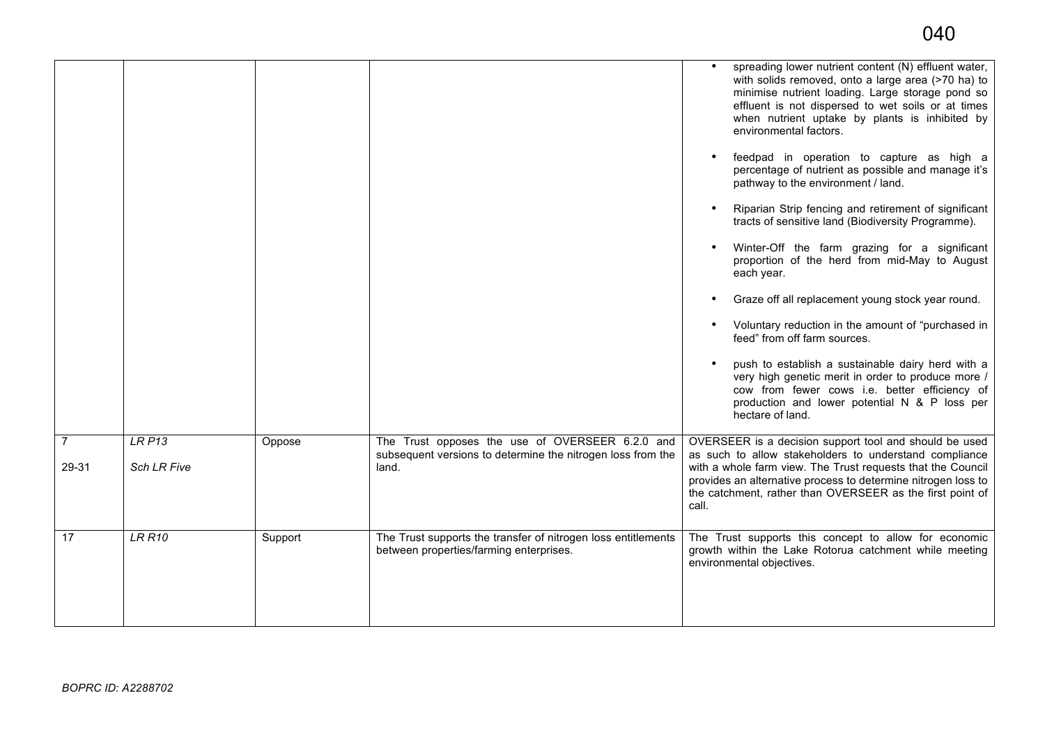| | | | | |
|---|---|---|---|---|
| | | | | • spreading lower nutrient content (N) effluent water, with solids removed, onto a large area (>70 ha) to minimise nutrient loading. Large storage pond so effluent is not dispersed to wet soils or at times when nutrient uptake by plants is inhibited by environmental factors.<br><br>• feedpad in operation to capture as high a percentage of nutrient as possible and manage it's pathway to the environment / land.<br><br>• Riparian Strip fencing and retirement of significant tracts of sensitive land (Biodiversity Programme).<br><br>• Winter-Off the farm grazing for a significant proportion of the herd from mid-May to August each year.<br><br>• Graze off all replacement young stock year round.<br><br>• Voluntary reduction in the amount of "purchased in feed" from off farm sources.<br><br>• push to establish a sustainable dairy herd with a very high genetic merit in order to produce more / cow from fewer cows i.e. better efficiency of production and lower potential N & P loss per hectare of land. |
| 7<br><br>29-31 | *LR P13*<br><br>*Sch LR Five* | Oppose | The Trust opposes the use of OVERSEER 6.2.0 and subsequent versions to determine the nitrogen loss from the land. | OVERSEER is a decision support tool and should be used as such to allow stakeholders to understand compliance with a whole farm view. The Trust requests that the Council provides an alternative process to determine nitrogen loss to the catchment, rather than OVERSEER as the first point of call. |
| 17 | *LR R10* | Support | The Trust supports the transfer of nitrogen loss entitlements between properties/farming enterprises. | The Trust supports this concept to allow for economic growth within the Lake Rotorua catchment while meeting environmental objectives. |

*BOPRC ID: A2288702*